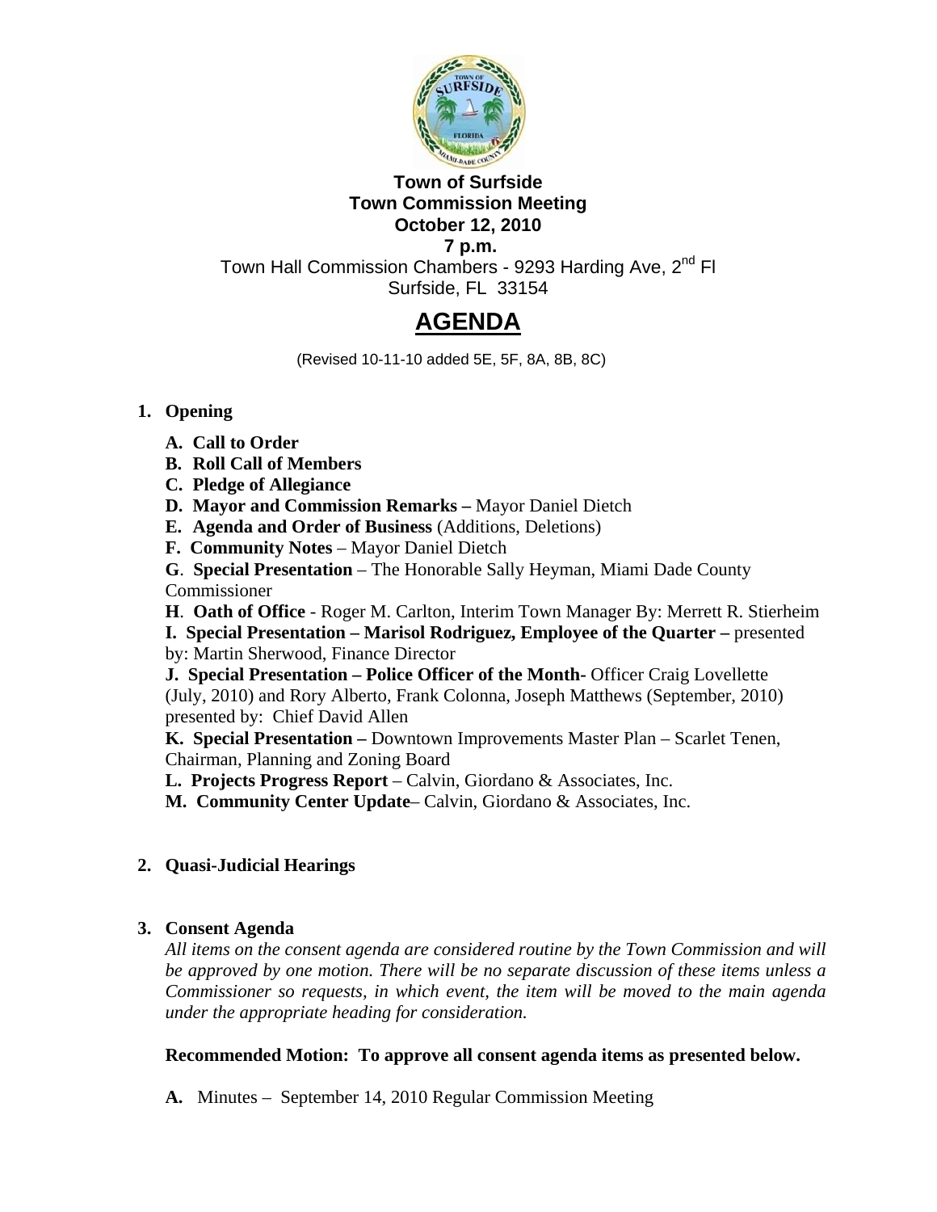**Town of Surfside**
**Town Commission Meeting**
**October 12, 2010**
**7 p.m.**

Town Hall Commission Chambers - 9293 Harding Ave, 2nd Fl
Surfside, FL 33154

# AGENDA

(Revised 10-11-10 added 5E, 5F, 8A, 8B, 8C)

1. **Opening**

   **A. Call to Order**

   **B. Roll Call of Members**

   **C. Pledge of Allegiance**

   **D. Mayor and Commission Remarks –** Mayor Daniel Dietch

   **E. Agenda and Order of Business** (Additions, Deletions)

   **F. Community Notes** – Mayor Daniel Dietch

   **G**. **Special Presentation** – The Honorable Sally Heyman, Miami Dade County Commissioner

   **H**. **Oath of Office** - Roger M. Carlton, Interim Town Manager By: Merrett R. Stierheim

   **I. Special Presentation – Marisol Rodriguez, Employee of the Quarter –** presented by: Martin Sherwood, Finance Director

   **J. Special Presentation – Police Officer of the Month-** Officer Craig Lovellette (July, 2010) and Rory Alberto, Frank Colonna, Joseph Matthews (September, 2010) presented by: Chief David Allen

   **K. Special Presentation –** Downtown Improvements Master Plan – Scarlet Tenen, Chairman, Planning and Zoning Board

   **L. Projects Progress Report** – Calvin, Giordano & Associates, Inc.

   **M. Community Center Update**– Calvin, Giordano & Associates, Inc.

2. **Quasi-Judicial Hearings**

3. **Consent Agenda**

   *All items on the consent agenda are considered routine by the Town Commission and will be approved by one motion. There will be no separate discussion of these items unless a Commissioner so requests, in which event, the item will be moved to the main agenda under the appropriate heading for consideration.*

   **Recommended Motion: To approve all consent agenda items as presented below.**

   **A.** Minutes – September 14, 2010 Regular Commission Meeting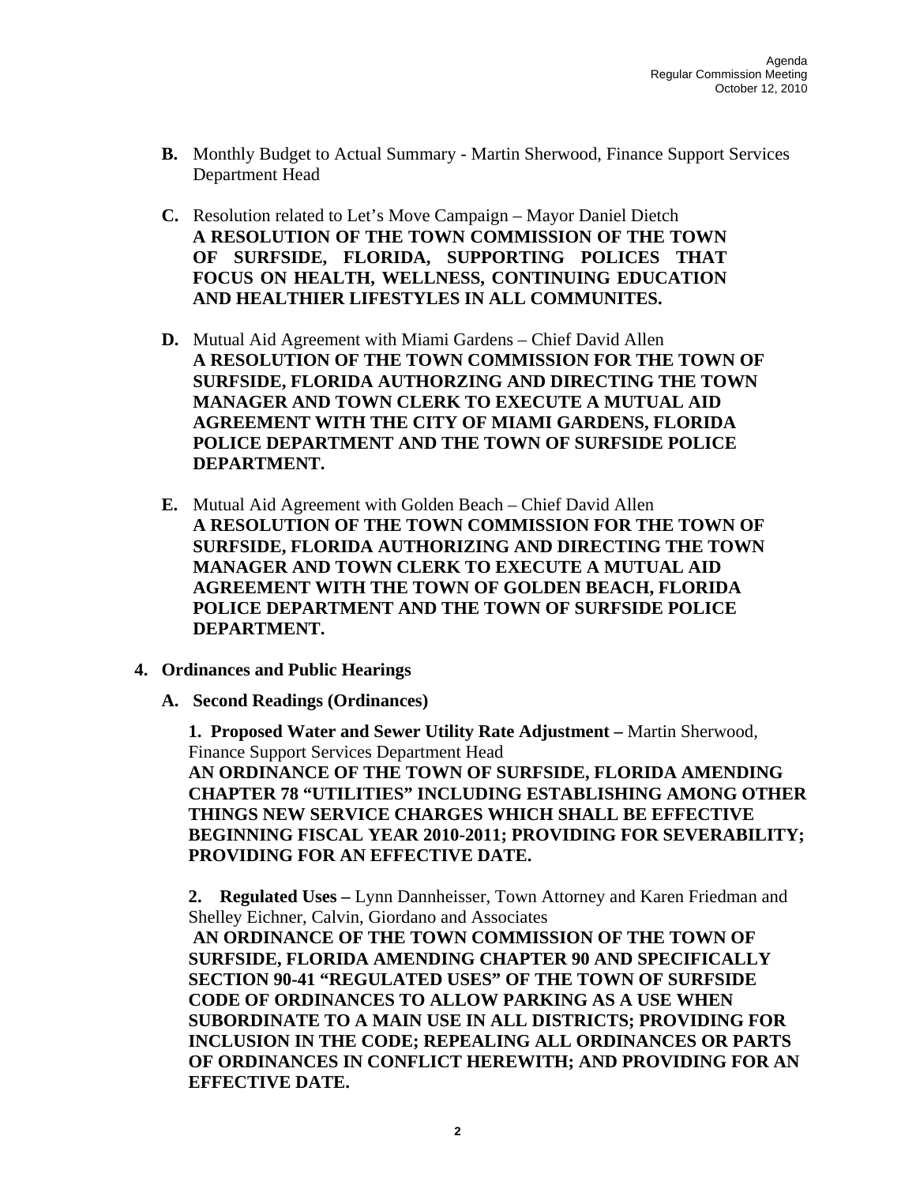**B.** Monthly Budget to Actual Summary - Martin Sherwood, Finance Support Services Department Head

**C.** Resolution related to Let's Move Campaign – Mayor Daniel Dietch
**A RESOLUTION OF THE TOWN COMMISSION OF THE TOWN OF SURFSIDE, FLORIDA, SUPPORTING POLICES THAT FOCUS ON HEALTH, WELLNESS, CONTINUING EDUCATION AND HEALTHIER LIFESTYLES IN ALL COMMUNITES.**

**D.** Mutual Aid Agreement with Miami Gardens – Chief David Allen
**A RESOLUTION OF THE TOWN COMMISSION FOR THE TOWN OF SURFSIDE, FLORIDA AUTHORZING AND DIRECTING THE TOWN MANAGER AND TOWN CLERK TO EXECUTE A MUTUAL AID AGREEMENT WITH THE CITY OF MIAMI GARDENS, FLORIDA POLICE DEPARTMENT AND THE TOWN OF SURFSIDE POLICE DEPARTMENT.**

**E.** Mutual Aid Agreement with Golden Beach – Chief David Allen
**A RESOLUTION OF THE TOWN COMMISSION FOR THE TOWN OF SURFSIDE, FLORIDA AUTHORIZING AND DIRECTING THE TOWN MANAGER AND TOWN CLERK TO EXECUTE A MUTUAL AID AGREEMENT WITH THE TOWN OF GOLDEN BEACH, FLORIDA POLICE DEPARTMENT AND THE TOWN OF SURFSIDE POLICE DEPARTMENT.**

**4. Ordinances and Public Hearings**

**A. Second Readings (Ordinances)**

**1. Proposed Water and Sewer Utility Rate Adjustment –** Martin Sherwood, Finance Support Services Department Head
**AN ORDINANCE OF THE TOWN OF SURFSIDE, FLORIDA AMENDING CHAPTER 78 "UTILITIES" INCLUDING ESTABLISHING AMONG OTHER THINGS NEW SERVICE CHARGES WHICH SHALL BE EFFECTIVE BEGINNING FISCAL YEAR 2010-2011; PROVIDING FOR SEVERABILITY; PROVIDING FOR AN EFFECTIVE DATE.**

**2. Regulated Uses –** Lynn Dannheisser, Town Attorney and Karen Friedman and Shelley Eichner, Calvin, Giordano and Associates
**AN ORDINANCE OF THE TOWN COMMISSION OF THE TOWN OF SURFSIDE, FLORIDA AMENDING CHAPTER 90 AND SPECIFICALLY SECTION 90-41 "REGULATED USES" OF THE TOWN OF SURFSIDE CODE OF ORDINANCES TO ALLOW PARKING AS A USE WHEN SUBORDINATE TO A MAIN USE IN ALL DISTRICTS; PROVIDING FOR INCLUSION IN THE CODE; REPEALING ALL ORDINANCES OR PARTS OF ORDINANCES IN CONFLICT HEREWITH; AND PROVIDING FOR AN EFFECTIVE DATE.**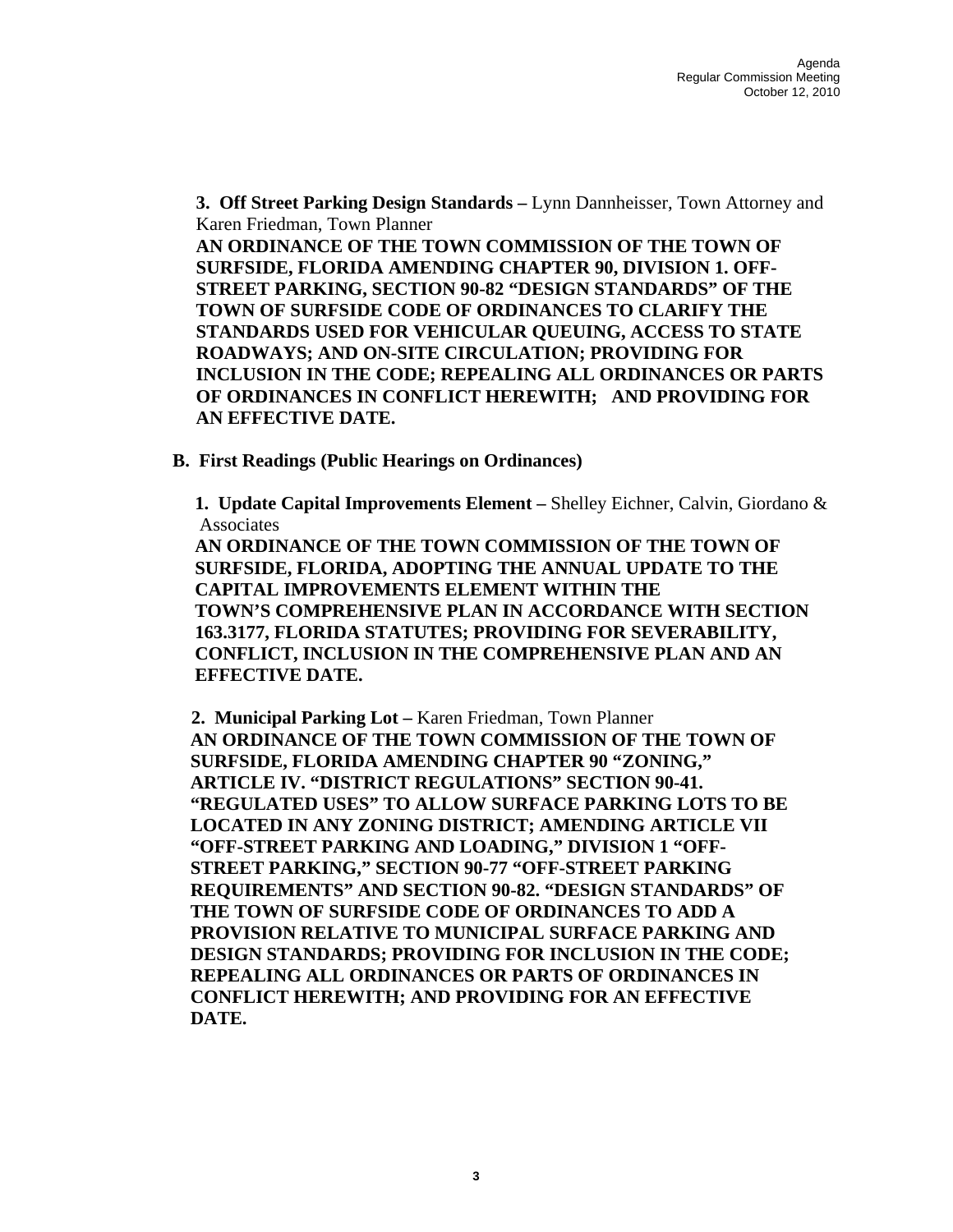**3. Off Street Parking Design Standards –** Lynn Dannheisser, Town Attorney and Karen Friedman, Town Planner

**AN ORDINANCE OF THE TOWN COMMISSION OF THE TOWN OF SURFSIDE, FLORIDA AMENDING CHAPTER 90, DIVISION 1. OFF-STREET PARKING, SECTION 90-82 "DESIGN STANDARDS" OF THE TOWN OF SURFSIDE CODE OF ORDINANCES TO CLARIFY THE STANDARDS USED FOR VEHICULAR QUEUING, ACCESS TO STATE ROADWAYS; AND ON-SITE CIRCULATION; PROVIDING FOR INCLUSION IN THE CODE; REPEALING ALL ORDINANCES OR PARTS OF ORDINANCES IN CONFLICT HEREWITH; AND PROVIDING FOR AN EFFECTIVE DATE.**

**B. First Readings (Public Hearings on Ordinances)**

**1. Update Capital Improvements Element –** Shelley Eichner, Calvin, Giordano & Associates

**AN ORDINANCE OF THE TOWN COMMISSION OF THE TOWN OF SURFSIDE, FLORIDA, ADOPTING THE ANNUAL UPDATE TO THE CAPITAL IMPROVEMENTS ELEMENT WITHIN THE TOWN'S COMPREHENSIVE PLAN IN ACCORDANCE WITH SECTION 163.3177, FLORIDA STATUTES; PROVIDING FOR SEVERABILITY, CONFLICT, INCLUSION IN THE COMPREHENSIVE PLAN AND AN EFFECTIVE DATE.**

**2. Municipal Parking Lot –** Karen Friedman, Town Planner

**AN ORDINANCE OF THE TOWN COMMISSION OF THE TOWN OF SURFSIDE, FLORIDA AMENDING CHAPTER 90 "ZONING," ARTICLE IV. "DISTRICT REGULATIONS" SECTION 90-41. "REGULATED USES" TO ALLOW SURFACE PARKING LOTS TO BE LOCATED IN ANY ZONING DISTRICT; AMENDING ARTICLE VII "OFF-STREET PARKING AND LOADING," DIVISION 1 "OFF-STREET PARKING," SECTION 90-77 "OFF-STREET PARKING REQUIREMENTS" AND SECTION 90-82. "DESIGN STANDARDS" OF THE TOWN OF SURFSIDE CODE OF ORDINANCES TO ADD A PROVISION RELATIVE TO MUNICIPAL SURFACE PARKING AND DESIGN STANDARDS; PROVIDING FOR INCLUSION IN THE CODE; REPEALING ALL ORDINANCES OR PARTS OF ORDINANCES IN CONFLICT HEREWITH; AND PROVIDING FOR AN EFFECTIVE DATE.**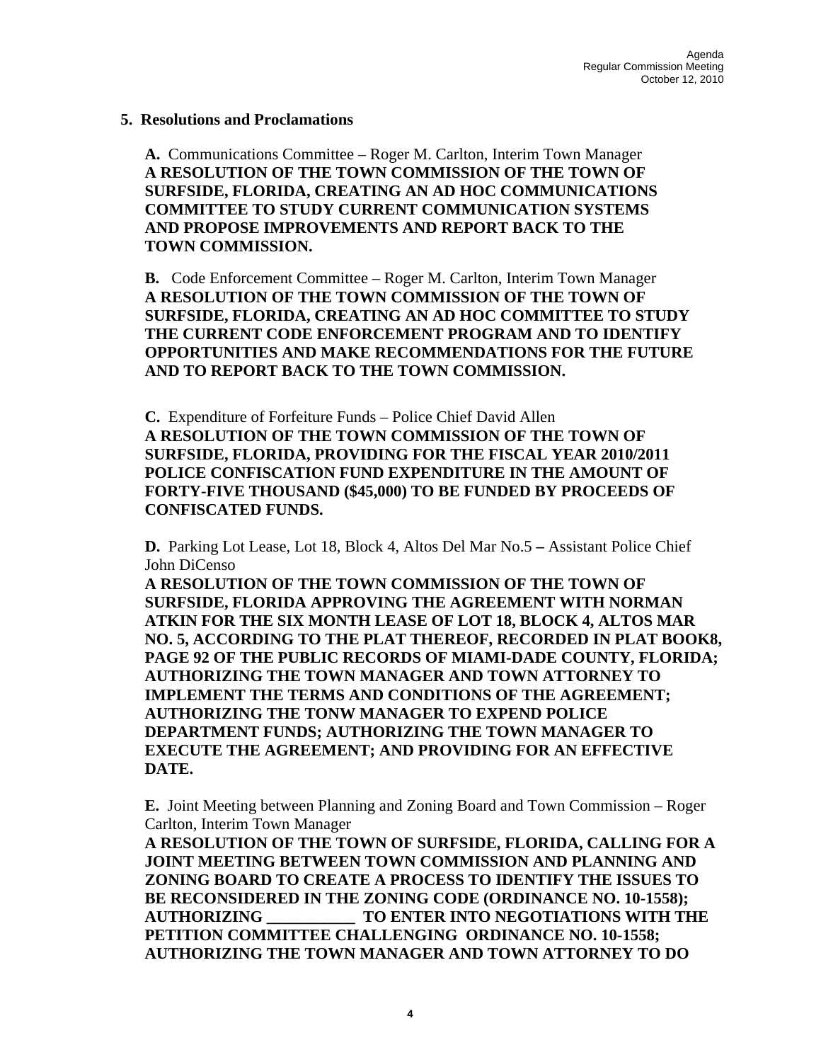## 5. Resolutions and Proclamations

**A.** Communications Committee – Roger M. Carlton, Interim Town Manager
**A RESOLUTION OF THE TOWN COMMISSION OF THE TOWN OF SURFSIDE, FLORIDA, CREATING AN AD HOC COMMUNICATIONS COMMITTEE TO STUDY CURRENT COMMUNICATION SYSTEMS AND PROPOSE IMPROVEMENTS AND REPORT BACK TO THE TOWN COMMISSION.**

**B.** Code Enforcement Committee – Roger M. Carlton, Interim Town Manager
**A RESOLUTION OF THE TOWN COMMISSION OF THE TOWN OF SURFSIDE, FLORIDA, CREATING AN AD HOC COMMITTEE TO STUDY THE CURRENT CODE ENFORCEMENT PROGRAM AND TO IDENTIFY OPPORTUNITIES AND MAKE RECOMMENDATIONS FOR THE FUTURE AND TO REPORT BACK TO THE TOWN COMMISSION.**

**C.** Expenditure of Forfeiture Funds – Police Chief David Allen
**A RESOLUTION OF THE TOWN COMMISSION OF THE TOWN OF SURFSIDE, FLORIDA, PROVIDING FOR THE FISCAL YEAR 2010/2011 POLICE CONFISCATION FUND EXPENDITURE IN THE AMOUNT OF FORTY-FIVE THOUSAND ($45,000) TO BE FUNDED BY PROCEEDS OF CONFISCATED FUNDS.**

**D.** Parking Lot Lease, Lot 18, Block 4, Altos Del Mar No.5 **–** Assistant Police Chief John DiCenso
**A RESOLUTION OF THE TOWN COMMISSION OF THE TOWN OF SURFSIDE, FLORIDA APPROVING THE AGREEMENT WITH NORMAN ATKIN FOR THE SIX MONTH LEASE OF LOT 18, BLOCK 4, ALTOS MAR NO. 5, ACCORDING TO THE PLAT THEREOF, RECORDED IN PLAT BOOK8, PAGE 92 OF THE PUBLIC RECORDS OF MIAMI-DADE COUNTY, FLORIDA; AUTHORIZING THE TOWN MANAGER AND TOWN ATTORNEY TO IMPLEMENT THE TERMS AND CONDITIONS OF THE AGREEMENT; AUTHORIZING THE TONW MANAGER TO EXPEND POLICE DEPARTMENT FUNDS; AUTHORIZING THE TOWN MANAGER TO EXECUTE THE AGREEMENT; AND PROVIDING FOR AN EFFECTIVE DATE.**

**E.** Joint Meeting between Planning and Zoning Board and Town Commission – Roger Carlton, Interim Town Manager
**A RESOLUTION OF THE TOWN OF SURFSIDE, FLORIDA, CALLING FOR A JOINT MEETING BETWEEN TOWN COMMISSION AND PLANNING AND ZONING BOARD TO CREATE A PROCESS TO IDENTIFY THE ISSUES TO BE RECONSIDERED IN THE ZONING CODE (ORDINANCE NO. 10-1558); AUTHORIZING ___________ TO ENTER INTO NEGOTIATIONS WITH THE PETITION COMMITTEE CHALLENGING ORDINANCE NO. 10-1558; AUTHORIZING THE TOWN MANAGER AND TOWN ATTORNEY TO DO**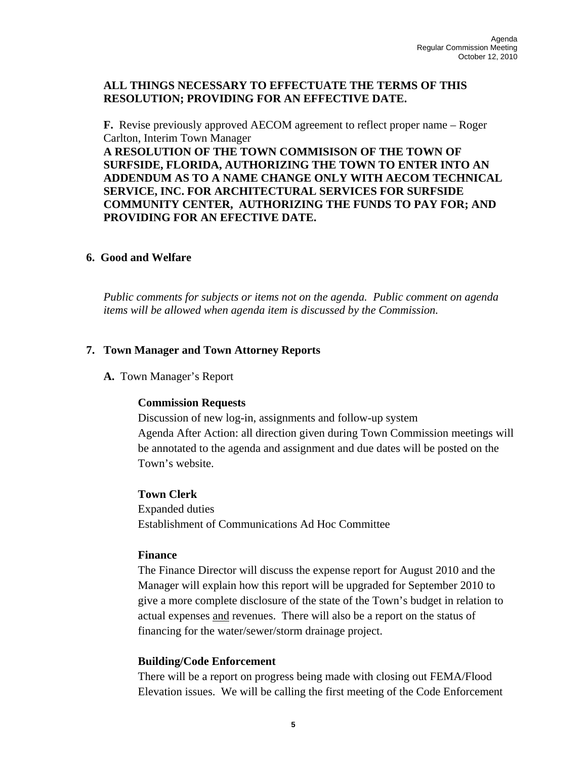**ALL THINGS NECESSARY TO EFFECTUATE THE TERMS OF THIS RESOLUTION; PROVIDING FOR AN EFFECTIVE DATE.**

**F.** Revise previously approved AECOM agreement to reflect proper name – Roger Carlton, Interim Town Manager
**A RESOLUTION OF THE TOWN COMMISISON OF THE TOWN OF SURFSIDE, FLORIDA, AUTHORIZING THE TOWN TO ENTER INTO AN ADDENDUM AS TO A NAME CHANGE ONLY WITH AECOM TECHNICAL SERVICE, INC. FOR ARCHITECTURAL SERVICES FOR SURFSIDE COMMUNITY CENTER, AUTHORIZING THE FUNDS TO PAY FOR; AND PROVIDING FOR AN EFECTIVE DATE.**

## 6. Good and Welfare

*Public comments for subjects or items not on the agenda. Public comment on agenda items will be allowed when agenda item is discussed by the Commission.*

## 7. Town Manager and Town Attorney Reports

**A.** Town Manager's Report

**Commission Requests**
Discussion of new log-in, assignments and follow-up system
Agenda After Action: all direction given during Town Commission meetings will be annotated to the agenda and assignment and due dates will be posted on the Town's website.

**Town Clerk**
Expanded duties
Establishment of Communications Ad Hoc Committee

**Finance**
The Finance Director will discuss the expense report for August 2010 and the Manager will explain how this report will be upgraded for September 2010 to give a more complete disclosure of the state of the Town's budget in relation to actual expenses and revenues. There will also be a report on the status of financing for the water/sewer/storm drainage project.

**Building/Code Enforcement**
There will be a report on progress being made with closing out FEMA/Flood Elevation issues. We will be calling the first meeting of the Code Enforcement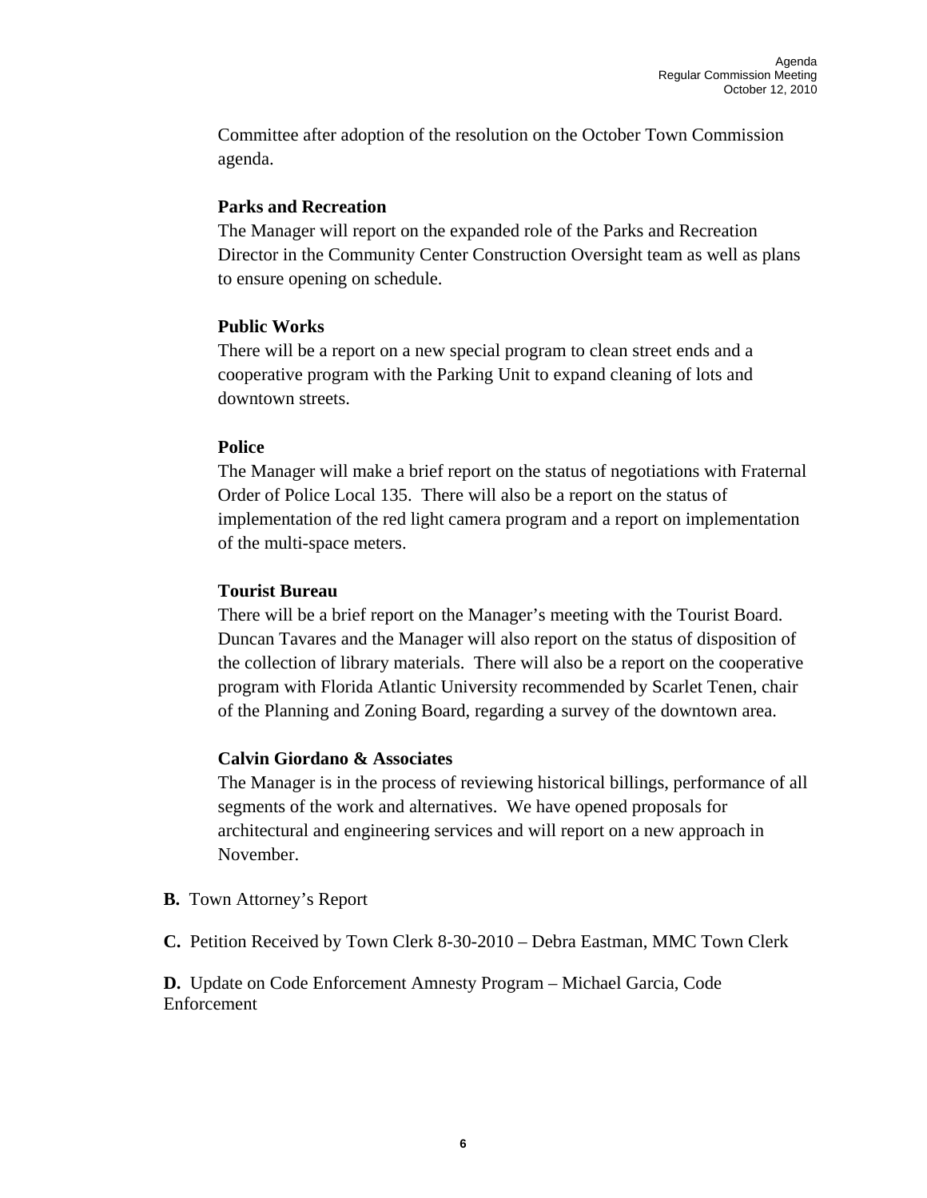Committee after adoption of the resolution on the October Town Commission agenda.

**Parks and Recreation**
The Manager will report on the expanded role of the Parks and Recreation Director in the Community Center Construction Oversight team as well as plans to ensure opening on schedule.

**Public Works**
There will be a report on a new special program to clean street ends and a cooperative program with the Parking Unit to expand cleaning of lots and downtown streets.

**Police**
The Manager will make a brief report on the status of negotiations with Fraternal Order of Police Local 135. There will also be a report on the status of implementation of the red light camera program and a report on implementation of the multi-space meters.

**Tourist Bureau**
There will be a brief report on the Manager's meeting with the Tourist Board. Duncan Tavares and the Manager will also report on the status of disposition of the collection of library materials. There will also be a report on the cooperative program with Florida Atlantic University recommended by Scarlet Tenen, chair of the Planning and Zoning Board, regarding a survey of the downtown area.

**Calvin Giordano & Associates**
The Manager is in the process of reviewing historical billings, performance of all segments of the work and alternatives. We have opened proposals for architectural and engineering services and will report on a new approach in November.

**B.** Town Attorney's Report

**C.** Petition Received by Town Clerk 8-30-2010 – Debra Eastman, MMC Town Clerk

**D.** Update on Code Enforcement Amnesty Program – Michael Garcia, Code Enforcement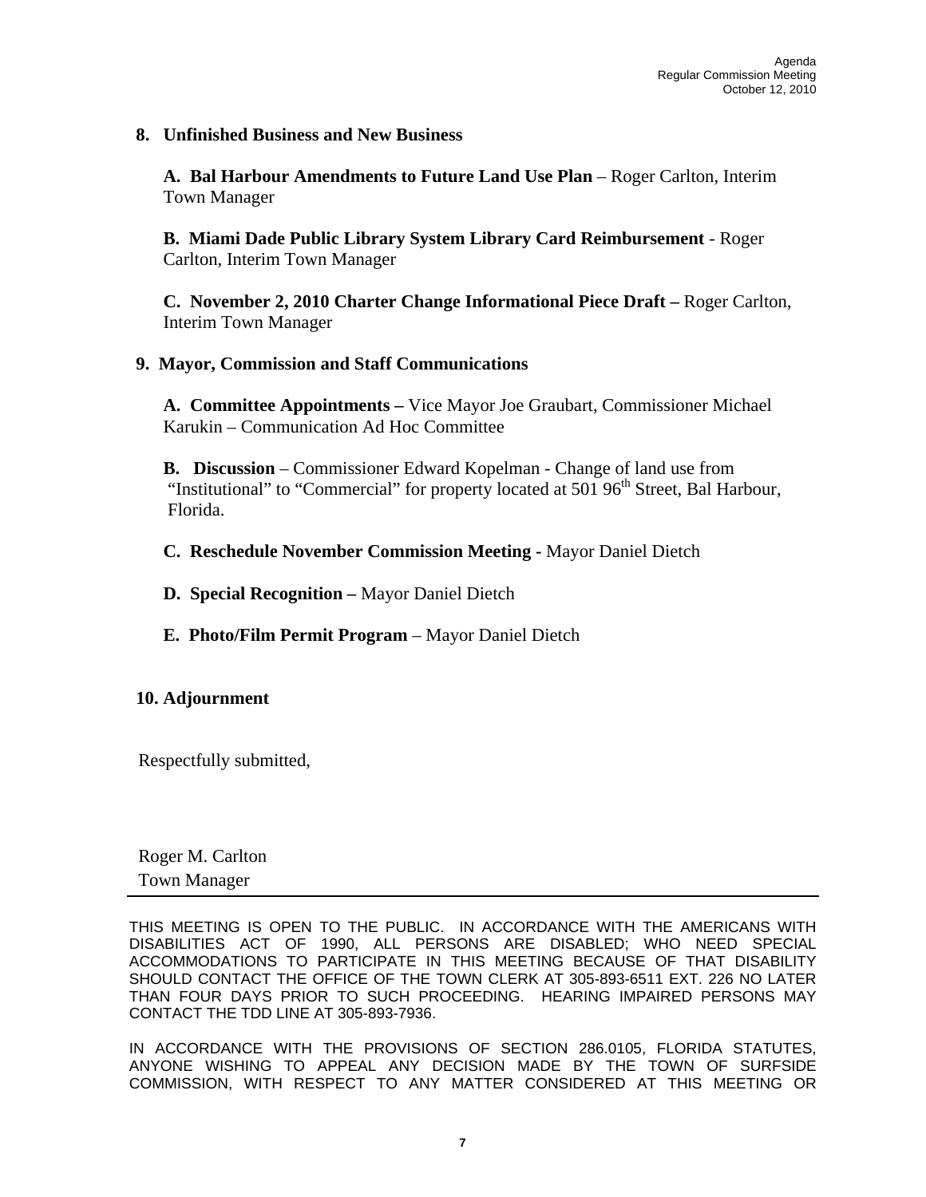## 8. Unfinished Business and New Business

**A. Bal Harbour Amendments to Future Land Use Plan** – Roger Carlton, Interim Town Manager

**B. Miami Dade Public Library System Library Card Reimbursement** - Roger Carlton, Interim Town Manager

**C. November 2, 2010 Charter Change Informational Piece Draft –** Roger Carlton, Interim Town Manager

## 9. Mayor, Commission and Staff Communications

**A. Committee Appointments –** Vice Mayor Joe Graubart, Commissioner Michael Karukin – Communication Ad Hoc Committee

**B. Discussion** – Commissioner Edward Kopelman - Change of land use from "Institutional" to "Commercial" for property located at 501 96th Street, Bal Harbour, Florida.

**C. Reschedule November Commission Meeting -** Mayor Daniel Dietch

**D. Special Recognition –** Mayor Daniel Dietch

**E. Photo/Film Permit Program** – Mayor Daniel Dietch

## 10. Adjournment

Respectfully submitted,

Roger M. Carlton
Town Manager

---

THIS MEETING IS OPEN TO THE PUBLIC. IN ACCORDANCE WITH THE AMERICANS WITH DISABILITIES ACT OF 1990, ALL PERSONS ARE DISABLED; WHO NEED SPECIAL ACCOMMODATIONS TO PARTICIPATE IN THIS MEETING BECAUSE OF THAT DISABILITY SHOULD CONTACT THE OFFICE OF THE TOWN CLERK AT 305-893-6511 EXT. 226 NO LATER THAN FOUR DAYS PRIOR TO SUCH PROCEEDING. HEARING IMPAIRED PERSONS MAY CONTACT THE TDD LINE AT 305-893-7936.

IN ACCORDANCE WITH THE PROVISIONS OF SECTION 286.0105, FLORIDA STATUTES, ANYONE WISHING TO APPEAL ANY DECISION MADE BY THE TOWN OF SURFSIDE COMMISSION, WITH RESPECT TO ANY MATTER CONSIDERED AT THIS MEETING OR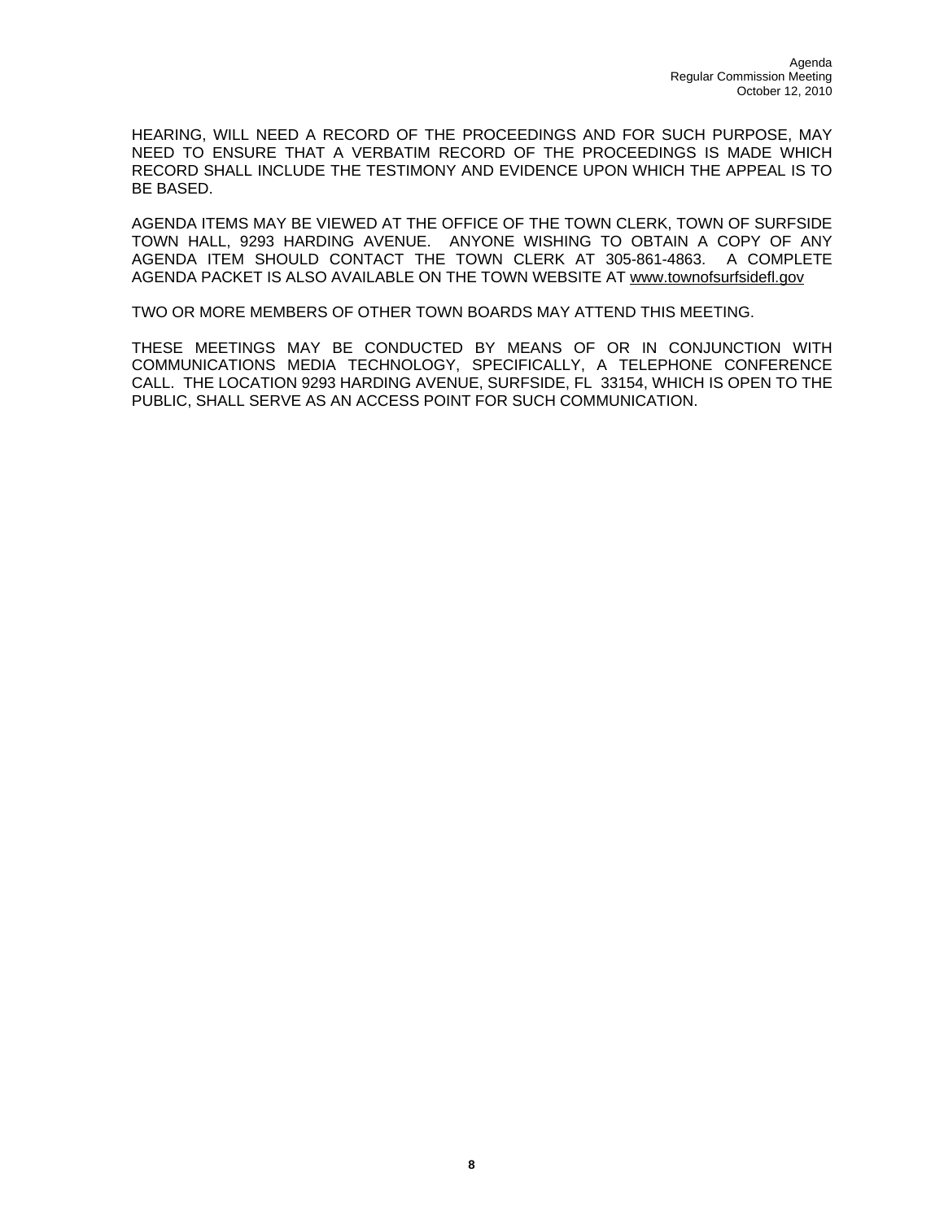HEARING, WILL NEED A RECORD OF THE PROCEEDINGS AND FOR SUCH PURPOSE, MAY NEED TO ENSURE THAT A VERBATIM RECORD OF THE PROCEEDINGS IS MADE WHICH RECORD SHALL INCLUDE THE TESTIMONY AND EVIDENCE UPON WHICH THE APPEAL IS TO BE BASED.

AGENDA ITEMS MAY BE VIEWED AT THE OFFICE OF THE TOWN CLERK, TOWN OF SURFSIDE TOWN HALL, 9293 HARDING AVENUE. ANYONE WISHING TO OBTAIN A COPY OF ANY AGENDA ITEM SHOULD CONTACT THE TOWN CLERK AT 305-861-4863. A COMPLETE AGENDA PACKET IS ALSO AVAILABLE ON THE TOWN WEBSITE AT www.townofsurfsidefl.gov

TWO OR MORE MEMBERS OF OTHER TOWN BOARDS MAY ATTEND THIS MEETING.

THESE MEETINGS MAY BE CONDUCTED BY MEANS OF OR IN CONJUNCTION WITH COMMUNICATIONS MEDIA TECHNOLOGY, SPECIFICALLY, A TELEPHONE CONFERENCE CALL. THE LOCATION 9293 HARDING AVENUE, SURFSIDE, FL 33154, WHICH IS OPEN TO THE PUBLIC, SHALL SERVE AS AN ACCESS POINT FOR SUCH COMMUNICATION.